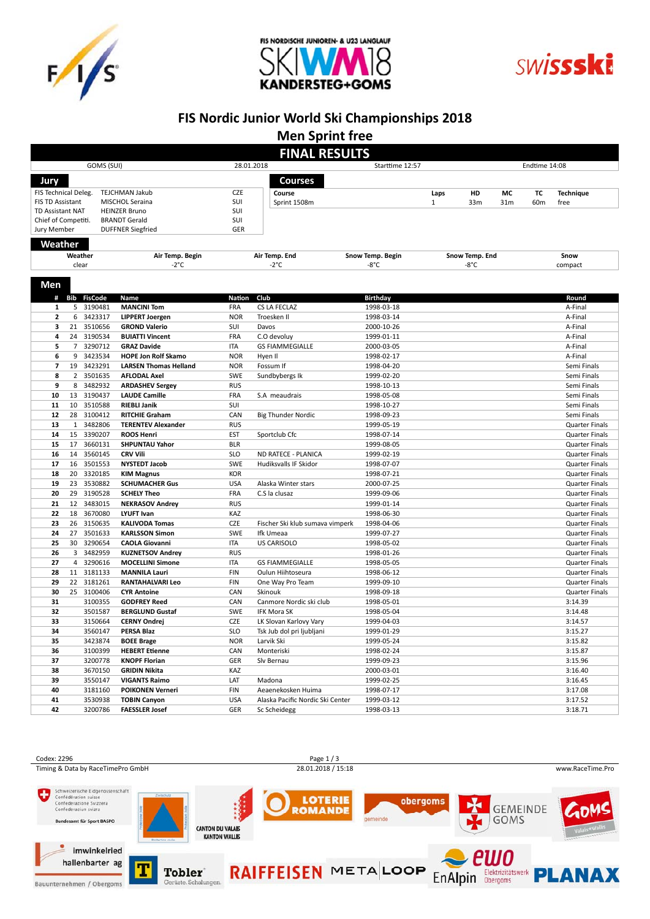FIS NORDISCHE JUNIOREN- & U23 LANGLAUF

SKIWM18 KANDERSTEG+GOMS

# FIS Nordic Junior World Ski Championships 2018

## Men Sprint free

## FINAL RESULTS

| GOMS (SUI) | 28.01.2018 | Starttime 12:57 | Endtime 14:08 |
|---|---|---|---|

### Jury

| | | |
|---|---|---|
| FIS Technical Deleg. | TEJCHMAN Jakub | CZE |
| FIS TD Assistant | MISCHOL Seraina | SUI |
| TD Assistant NAT | HEINZER Bruno | SUI |
| Chief of Competiti. | BRANDT Gerald | SUI |
| Jury Member | DUFFNER Siegfried | GER |

### Courses

| Course | Laps | HD | MC | TC | Technique |
|---|---|---|---|---|---|
| Sprint 1508m | 1 | 33m | 31m | 60m | free |

### Weather

| Weather | Air Temp. Begin | Air Temp. End | Snow Temp. Begin | Snow Temp. End | Snow |
|---|---|---|---|---|---|
| clear | -2°C | -2°C | -8°C | -8°C | compact |

### Men

| # | Bib | FisCode | Name | Nation | Club | Birthday | Round |
|---|---|---|---|---|---|---|---|
| 1 | 5 | 3190481 | **MANCINI Tom** | FRA | CS LA FECLAZ | 1998-03-18 | A-Final |
| 2 | 6 | 3423317 | **LIPPERT Joergen** | NOR | Troesken Il | 1998-03-14 | A-Final |
| 3 | 21 | 3510656 | **GROND Valerio** | SUI | Davos | 2000-10-26 | A-Final |
| 4 | 24 | 3190534 | **BUIATTI Vincent** | FRA | C.O devoluy | 1999-01-11 | A-Final |
| 5 | 7 | 3290712 | **GRAZ Davide** | ITA | GS FIAMMEGIALLE | 2000-03-05 | A-Final |
| 6 | 9 | 3423534 | **HOPE Jon Rolf Skamo** | NOR | Hyen Il | 1998-02-17 | A-Final |
| 7 | 19 | 3423291 | **LARSEN Thomas Helland** | NOR | Fossum If | 1998-04-20 | Semi Finals |
| 8 | 2 | 3501635 | **AFLODAL Axel** | SWE | Sundbybergs Ik | 1999-02-20 | Semi Finals |
| 9 | 8 | 3482932 | **ARDASHEV Sergey** | RUS | | 1998-10-13 | Semi Finals |
| 10 | 13 | 3190437 | **LAUDE Camille** | FRA | S.A meaudrais | 1998-05-08 | Semi Finals |
| 11 | 10 | 3510588 | **RIEBLI Janik** | SUI | | 1998-10-27 | Semi Finals |
| 12 | 28 | 3100412 | **RITCHIE Graham** | CAN | Big Thunder Nordic | 1998-09-23 | Semi Finals |
| 13 | 1 | 3482806 | **TERENTEV Alexander** | RUS | | 1999-05-19 | Quarter Finals |
| 14 | 15 | 3390207 | **ROOS Henri** | EST | Sportclub Cfc | 1998-07-14 | Quarter Finals |
| 15 | 17 | 3660131 | **SHPUNTAU Yahor** | BLR | | 1999-08-05 | Quarter Finals |
| 16 | 14 | 3560145 | **CRV Vili** | SLO | ND RATECE - PLANICA | 1999-02-19 | Quarter Finals |
| 17 | 16 | 3501553 | **NYSTEDT Jacob** | SWE | Hudiksvalls IF Skidor | 1998-07-07 | Quarter Finals |
| 18 | 20 | 3320185 | **KIM Magnus** | KOR | | 1998-07-21 | Quarter Finals |
| 19 | 23 | 3530882 | **SCHUMACHER Gus** | USA | Alaska Winter stars | 2000-07-25 | Quarter Finals |
| 20 | 29 | 3190528 | **SCHELY Theo** | FRA | C.S la clusaz | 1999-09-06 | Quarter Finals |
| 21 | 12 | 3483015 | **NEKRASOV Andrey** | RUS | | 1999-01-14 | Quarter Finals |
| 22 | 18 | 3670080 | **LYUFT Ivan** | KAZ | | 1998-06-30 | Quarter Finals |
| 23 | 26 | 3150635 | **KALIVODA Tomas** | CZE | Fischer Ski klub sumava vimperk | 1998-04-06 | Quarter Finals |
| 24 | 27 | 3501633 | **KARLSSON Simon** | SWE | Ifk Umeaa | 1999-07-27 | Quarter Finals |
| 25 | 30 | 3290654 | **CAOLA Giovanni** | ITA | US CARISOLO | 1998-05-02 | Quarter Finals |
| 26 | 3 | 3482959 | **KUZNETSOV Andrey** | RUS | | 1998-01-26 | Quarter Finals |
| 27 | 4 | 3290616 | **MOCELLINI Simone** | ITA | GS FIAMMEGIALLE | 1998-05-05 | Quarter Finals |
| 28 | 11 | 3181133 | **MANNILA Lauri** | FIN | Oulun Hiihtoseura | 1998-06-12 | Quarter Finals |
| 29 | 22 | 3181261 | **RANTAHALVARI Leo** | FIN | One Way Pro Team | 1999-09-10 | Quarter Finals |
| 30 | 25 | 3100406 | **CYR Antoine** | CAN | Skinouk | 1998-09-18 | Quarter Finals |
| 31 | | 3100355 | **GODFREY Reed** | CAN | Canmore Nordic ski club | 1998-05-01 | 3:14.39 |
| 32 | | 3501587 | **BERGLUND Gustaf** | SWE | IFK Mora SK | 1998-05-04 | 3:14.48 |
| 33 | | 3150664 | **CERNY Ondrej** | CZE | LK Slovan Karlovy Vary | 1999-04-03 | 3:14.57 |
| 34 | | 3560147 | **PERSA Blaz** | SLO | Tsk Jub dol pri ljubljani | 1999-01-29 | 3:15.27 |
| 35 | | 3423874 | **BOEE Brage** | NOR | Larvik Ski | 1999-05-24 | 3:15.82 |
| 36 | | 3100399 | **HEBERT Etienne** | CAN | Monteriski | 1998-02-24 | 3:15.87 |
| 37 | | 3200778 | **KNOPF Florian** | GER | Slv Bernau | 1999-09-23 | 3:15.96 |
| 38 | | 3670150 | **GRIDIN Nikita** | KAZ | | 2000-03-01 | 3:16.40 |
| 39 | | 3550147 | **VIGANTS Raimo** | LAT | Madona | 1999-02-25 | 3:16.45 |
| 40 | | 3181160 | **POIKONEN Verneri** | FIN | Aeaenekosken Huima | 1998-07-17 | 3:17.08 |
| 41 | | 3530938 | **TOBIN Canyon** | USA | Alaska Pacific Nordic Ski Center | 1999-03-12 | 3:17.52 |
| 42 | | 3200786 | **FAESSLER Josef** | GER | Sc Scheidegg | 1998-03-13 | 3:18.71 |

Codex: 2296

Timing & Data by RaceTimePro GmbH | 28.01.2018 / 15:18 | www.RaceTime.Pro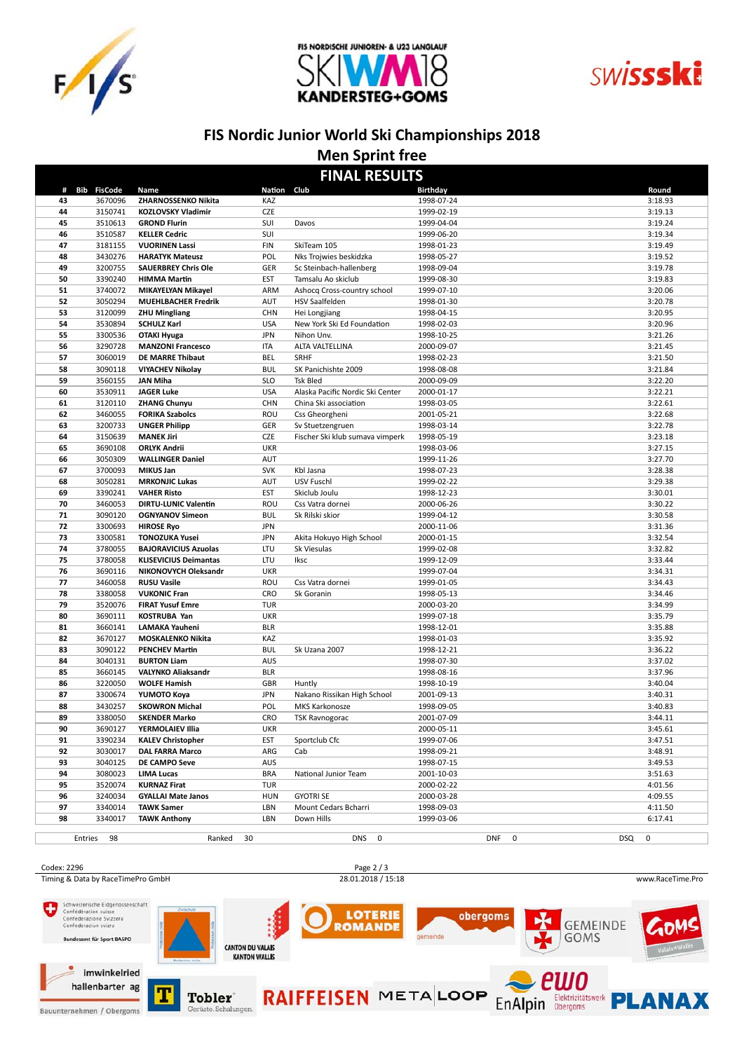# FIS Nordic Junior World Ski Championships 2018

## Men Sprint free

### FINAL RESULTS

| # | Bib | FisCode | Name | Nation | Club | Birthday | Round |
|---|---|---|---|---|---|---|---|
| 43 | | 3670096 | ZHARNOSSENKO Nikita | KAZ | | 1998-07-24 | 3:18.93 |
| 44 | | 3150741 | KOZLOVSKY Vladimir | CZE | | 1999-02-19 | 3:19.13 |
| 45 | | 3510613 | GROND Flurin | SUI | Davos | 1999-04-04 | 3:19.24 |
| 46 | | 3510587 | KELLER Cedric | SUI | | 1999-06-20 | 3:19.34 |
| 47 | | 3181155 | VUORINEN Lassi | FIN | SkiTeam 105 | 1998-01-23 | 3:19.49 |
| 48 | | 3430276 | HARATYK Mateusz | POL | Nks Trojwies beskidzka | 1998-05-27 | 3:19.52 |
| 49 | | 3200755 | SAUERBREY Chris Ole | GER | Sc Steinbach-hallenberg | 1998-09-04 | 3:19.78 |
| 50 | | 3390240 | HIMMA Martin | EST | Tamsalu Ao skiclub | 1999-08-30 | 3:19.83 |
| 51 | | 3740072 | MIKAYELYAN Mikayel | ARM | Ashocq Cross-country school | 1999-07-10 | 3:20.06 |
| 52 | | 3050294 | MUEHLBACHER Fredrik | AUT | HSV Saalfelden | 1998-01-30 | 3:20.78 |
| 53 | | 3120099 | ZHU Mingliang | CHN | Hei Longjiang | 1998-04-15 | 3:20.95 |
| 54 | | 3530894 | SCHULZ Karl | USA | New York Ski Ed Foundation | 1998-02-03 | 3:20.96 |
| 55 | | 3300536 | OTAKI Hyuga | JPN | Nihon Unv. | 1998-10-25 | 3:21.26 |
| 56 | | 3290728 | MANZONI Francesco | ITA | ALTA VALTELLINA | 2000-09-07 | 3:21.45 |
| 57 | | 3060019 | DE MARRE Thibaut | BEL | SRHF | 1998-02-23 | 3:21.50 |
| 58 | | 3090118 | VIYACHEV Nikolay | BUL | SK Panichishte 2009 | 1998-08-08 | 3:21.84 |
| 59 | | 3560155 | JAN Miha | SLO | Tsk Bled | 2000-09-09 | 3:22.20 |
| 60 | | 3530911 | JAGER Luke | USA | Alaska Pacific Nordic Ski Center | 2000-01-17 | 3:22.21 |
| 61 | | 3120110 | ZHANG Chunyu | CHN | China Ski association | 1998-03-05 | 3:22.61 |
| 62 | | 3460055 | FORIKA Szabolcs | ROU | Css Gheorgheni | 2001-05-21 | 3:22.68 |
| 63 | | 3200733 | UNGER Philipp | GER | Sv Stuetzengruen | 1998-03-14 | 3:22.78 |
| 64 | | 3150639 | MANEK Jiri | CZE | Fischer Ski klub sumava vimperk | 1998-05-19 | 3:23.18 |
| 65 | | 3690108 | ORLYK Andrii | UKR | | 1998-03-06 | 3:27.15 |
| 66 | | 3050309 | WALLINGER Daniel | AUT | | 1999-11-26 | 3:27.70 |
| 67 | | 3700093 | MIKUS Jan | SVK | Kbl Jasna | 1998-07-23 | 3:28.38 |
| 68 | | 3050281 | MRKONJIC Lukas | AUT | USV Fuschl | 1999-02-22 | 3:29.38 |
| 69 | | 3390241 | VAHER Risto | EST | Skiclub Joulu | 1998-12-23 | 3:30.01 |
| 70 | | 3460053 | DIRTU-LUNIC Valentin | ROU | Css Vatra dornei | 2000-06-26 | 3:30.22 |
| 71 | | 3090120 | OGNYANOV Simeon | BUL | Sk Rilski skior | 1999-04-12 | 3:30.58 |
| 72 | | 3300693 | HIROSE Ryo | JPN | | 2000-11-06 | 3:31.36 |
| 73 | | 3300581 | TONOZUKA Yusei | JPN | Akita Hokuyo High School | 2000-01-15 | 3:32.54 |
| 74 | | 3780055 | BAJORAVICIUS Azuolas | LTU | Sk Viesulas | 1999-02-08 | 3:32.82 |
| 75 | | 3780058 | KLISEVICIUS Deimantas | LTU | Iksc | 1999-12-09 | 3:33.44 |
| 76 | | 3690116 | NIKONOVYCH Oleksandr | UKR | | 1999-07-04 | 3:34.31 |
| 77 | | 3460058 | RUSU Vasile | ROU | Css Vatra dornei | 1999-01-05 | 3:34.43 |
| 78 | | 3380058 | VUKONIC Fran | CRO | Sk Goranin | 1998-05-13 | 3:34.46 |
| 79 | | 3520076 | FIRAT Yusuf Emre | TUR | | 2000-03-20 | 3:34.99 |
| 80 | | 3690111 | KOSTRUBA Yan | UKR | | 1999-07-18 | 3:35.79 |
| 81 | | 3660141 | LAMAKA Yauheni | BLR | | 1998-12-01 | 3:35.88 |
| 82 | | 3670127 | MOSKALENKO Nikita | KAZ | | 1998-01-03 | 3:35.92 |
| 83 | | 3090122 | PENCHEV Martin | BUL | Sk Uzana 2007 | 1998-12-21 | 3:36.22 |
| 84 | | 3040131 | BURTON Liam | AUS | | 1998-07-30 | 3:37.02 |
| 85 | | 3660145 | VALYNKO Aliaksandr | BLR | | 1998-08-16 | 3:37.96 |
| 86 | | 3220050 | WOLFE Hamish | GBR | Huntly | 1998-10-19 | 3:40.04 |
| 87 | | 3300674 | YUMOTO Koya | JPN | Nakano Rissikan High School | 2001-09-13 | 3:40.31 |
| 88 | | 3430257 | SKOWRON Michal | POL | MKS Karkonosze | 1998-09-05 | 3:40.83 |
| 89 | | 3380050 | SKENDER Marko | CRO | TSK Ravnogorac | 2001-07-09 | 3:44.11 |
| 90 | | 3690127 | YERMOLAIEV Illia | UKR | | 2000-05-11 | 3:45.61 |
| 91 | | 3390234 | KALEV Christopher | EST | Sportclub Cfc | 1999-07-06 | 3:47.51 |
| 92 | | 3030017 | DAL FARRA Marco | ARG | Cab | 1998-09-21 | 3:48.91 |
| 93 | | 3040125 | DE CAMPO Seve | AUS | | 1998-07-15 | 3:49.53 |
| 94 | | 3080023 | LIMA Lucas | BRA | National Junior Team | 2001-10-03 | 3:51.63 |
| 95 | | 3520074 | KURNAZ Firat | TUR | | 2000-02-22 | 4:01.56 |
| 96 | | 3240034 | GYALLAI Mate Janos | HUN | GYOTRI SE | 2000-03-28 | 4:09.55 |
| 97 | | 3340014 | TAWK Samer | LBN | Mount Cedars Bcharri | 1998-09-03 | 4:11.50 |
| 98 | | 3340017 | TAWK Anthony | LBN | Down Hills | 1999-03-06 | 6:17.41 |

Entries 98 | Ranked 30 | DNS 0 | DNF 0 | DSQ 0

Codex: 2296

Timing & Data by RaceTimePro GmbH — 28.01.2018 / 15:18 — www.RaceTime.Pro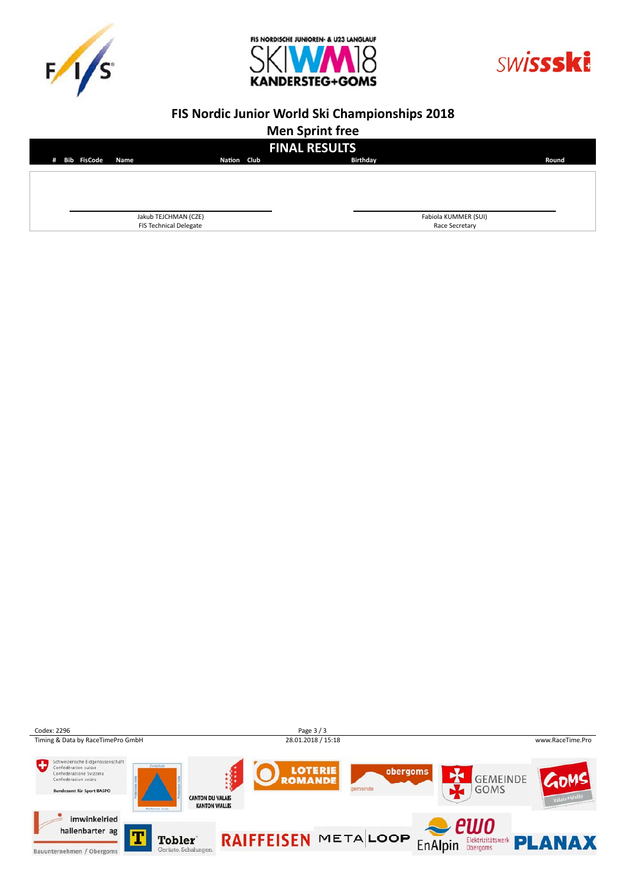# FIS Nordic Junior World Ski Championships 2018

## Men Sprint free

### FINAL RESULTS

| # | Bib | FisCode | Name | Nation | Club | Birthday | Round |
|---|---|---|---|---|---|---|---|

| | |
|---|---|
| Jakub TEJCHMAN (CZE) | Fabiola KUMMER (SUI) |
| FIS Technical Delegate | Race Secretary |

Codex: 2296

Timing & Data by RaceTimePro GmbH

28.01.2018 / 15:18

www.RaceTime.Pro